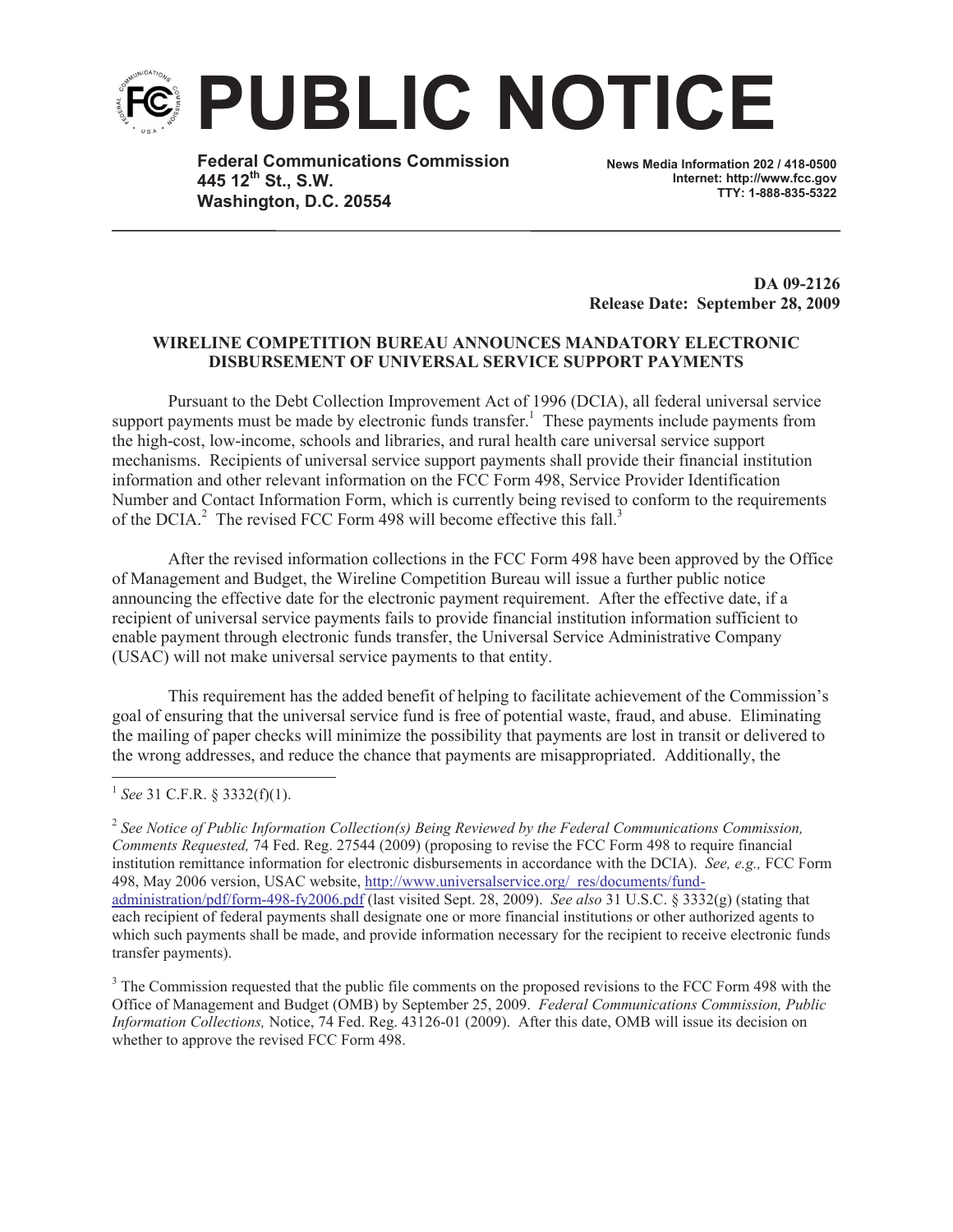# PUBLIC NOTICE

**Federal Communications Commission**
**445 12th St., S.W.**
**Washington, D.C. 20554**

**News Media Information 202 / 418-0500**
**Internet: http://www.fcc.gov**
**TTY: 1-888-835-5322**

**DA 09-2126**
**Release Date: September 28, 2009**

**WIRELINE COMPETITION BUREAU ANNOUNCES MANDATORY ELECTRONIC DISBURSEMENT OF UNIVERSAL SERVICE SUPPORT PAYMENTS**

Pursuant to the Debt Collection Improvement Act of 1996 (DCIA), all federal universal service support payments must be made by electronic funds transfer.[1] These payments include payments from the high-cost, low-income, schools and libraries, and rural health care universal service support mechanisms. Recipients of universal service support payments shall provide their financial institution information and other relevant information on the FCC Form 498, Service Provider Identification Number and Contact Information Form, which is currently being revised to conform to the requirements of the DCIA.[2] The revised FCC Form 498 will become effective this fall.[3]

After the revised information collections in the FCC Form 498 have been approved by the Office of Management and Budget, the Wireline Competition Bureau will issue a further public notice announcing the effective date for the electronic payment requirement. After the effective date, if a recipient of universal service payments fails to provide financial institution information sufficient to enable payment through electronic funds transfer, the Universal Service Administrative Company (USAC) will not make universal service payments to that entity.

This requirement has the added benefit of helping to facilitate achievement of the Commission's goal of ensuring that the universal service fund is free of potential waste, fraud, and abuse. Eliminating the mailing of paper checks will minimize the possibility that payments are lost in transit or delivered to the wrong addresses, and reduce the chance that payments are misappropriated. Additionally, the

---

[1] *See* 31 C.F.R. § 3332(f)(1).

[2] *See Notice of Public Information Collection(s) Being Reviewed by the Federal Communications Commission, Comments Requested,* 74 Fed. Reg. 27544 (2009) (proposing to revise the FCC Form 498 to require financial institution remittance information for electronic disbursements in accordance with the DCIA). *See, e.g.,* FCC Form 498, May 2006 version, USAC website, http://www.universalservice.org/_res/documents/fund-administration/pdf/form-498-fy2006.pdf (last visited Sept. 28, 2009). *See also* 31 U.S.C. § 3332(g) (stating that each recipient of federal payments shall designate one or more financial institutions or other authorized agents to which such payments shall be made, and provide information necessary for the recipient to receive electronic funds transfer payments).

[3] The Commission requested that the public file comments on the proposed revisions to the FCC Form 498 with the Office of Management and Budget (OMB) by September 25, 2009. *Federal Communications Commission, Public Information Collections,* Notice, 74 Fed. Reg. 43126-01 (2009). After this date, OMB will issue its decision on whether to approve the revised FCC Form 498.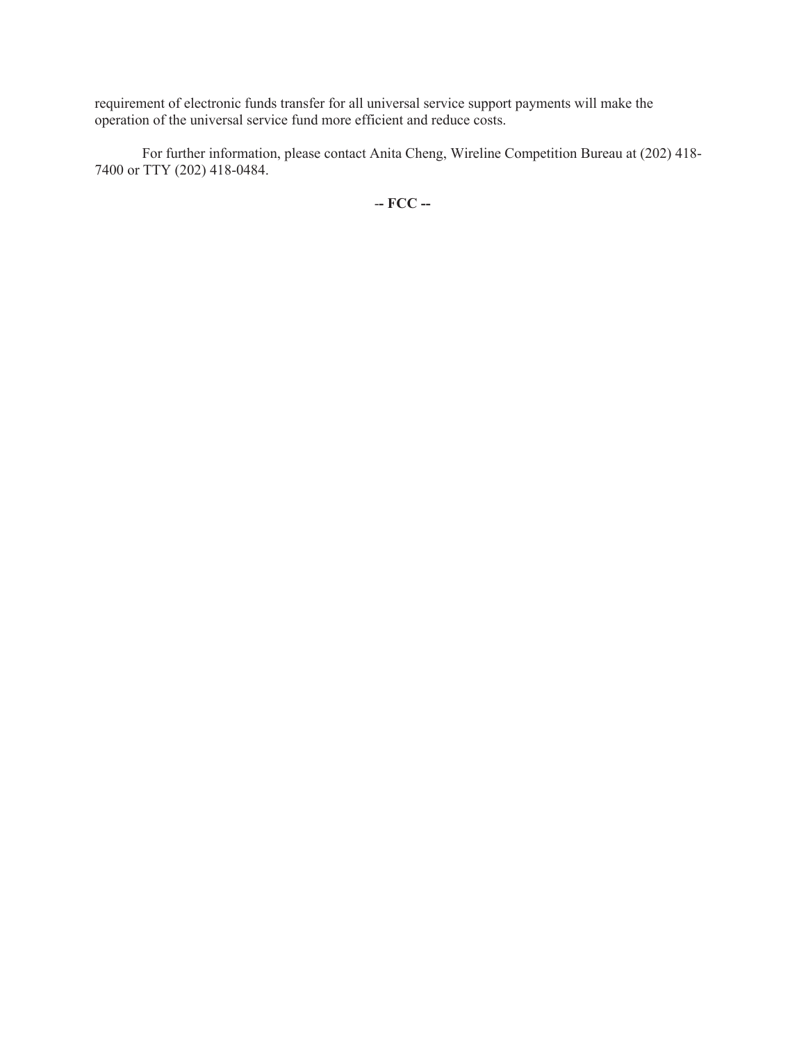requirement of electronic funds transfer for all universal service support payments will make the operation of the universal service fund more efficient and reduce costs.

For further information, please contact Anita Cheng, Wireline Competition Bureau at (202) 418-7400 or TTY (202) 418-0484.

**-- FCC --**